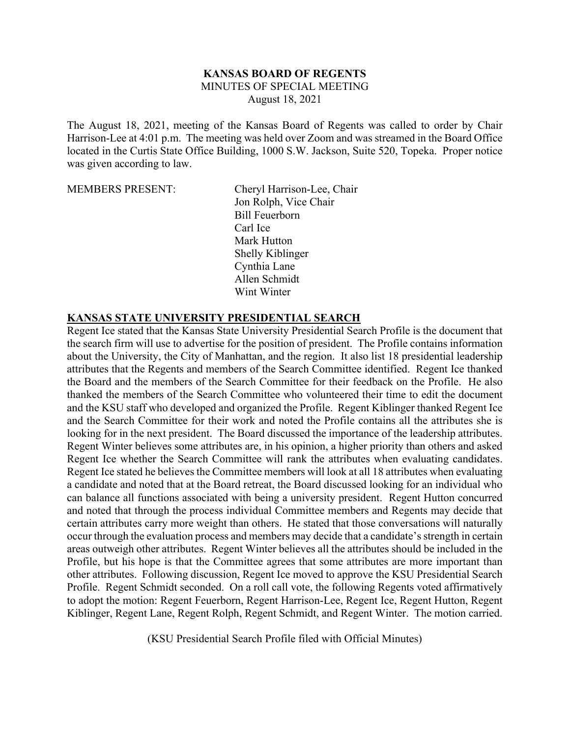**KANSAS BOARD OF REGENTS**

MINUTES OF SPECIAL MEETING

August 18, 2021

The August 18, 2021, meeting of the Kansas Board of Regents was called to order by Chair Harrison-Lee at 4:01 p.m. The meeting was held over Zoom and was streamed in the Board Office located in the Curtis State Office Building, 1000 S.W. Jackson, Suite 520, Topeka. Proper notice was given according to law.

MEMBERS PRESENT:

Cheryl Harrison-Lee, Chair
Jon Rolph, Vice Chair
Bill Feuerborn
Carl Ice
Mark Hutton
Shelly Kiblinger
Cynthia Lane
Allen Schmidt
Wint Winter

## KANSAS STATE UNIVERSITY PRESIDENTIAL SEARCH

Regent Ice stated that the Kansas State University Presidential Search Profile is the document that the search firm will use to advertise for the position of president. The Profile contains information about the University, the City of Manhattan, and the region. It also list 18 presidential leadership attributes that the Regents and members of the Search Committee identified. Regent Ice thanked the Board and the members of the Search Committee for their feedback on the Profile. He also thanked the members of the Search Committee who volunteered their time to edit the document and the KSU staff who developed and organized the Profile. Regent Kiblinger thanked Regent Ice and the Search Committee for their work and noted the Profile contains all the attributes she is looking for in the next president. The Board discussed the importance of the leadership attributes. Regent Winter believes some attributes are, in his opinion, a higher priority than others and asked Regent Ice whether the Search Committee will rank the attributes when evaluating candidates. Regent Ice stated he believes the Committee members will look at all 18 attributes when evaluating a candidate and noted that at the Board retreat, the Board discussed looking for an individual who can balance all functions associated with being a university president. Regent Hutton concurred and noted that through the process individual Committee members and Regents may decide that certain attributes carry more weight than others. He stated that those conversations will naturally occur through the evaluation process and members may decide that a candidate's strength in certain areas outweigh other attributes. Regent Winter believes all the attributes should be included in the Profile, but his hope is that the Committee agrees that some attributes are more important than other attributes. Following discussion, Regent Ice moved to approve the KSU Presidential Search Profile. Regent Schmidt seconded. On a roll call vote, the following Regents voted affirmatively to adopt the motion: Regent Feuerborn, Regent Harrison-Lee, Regent Ice, Regent Hutton, Regent Kiblinger, Regent Lane, Regent Rolph, Regent Schmidt, and Regent Winter. The motion carried.

(KSU Presidential Search Profile filed with Official Minutes)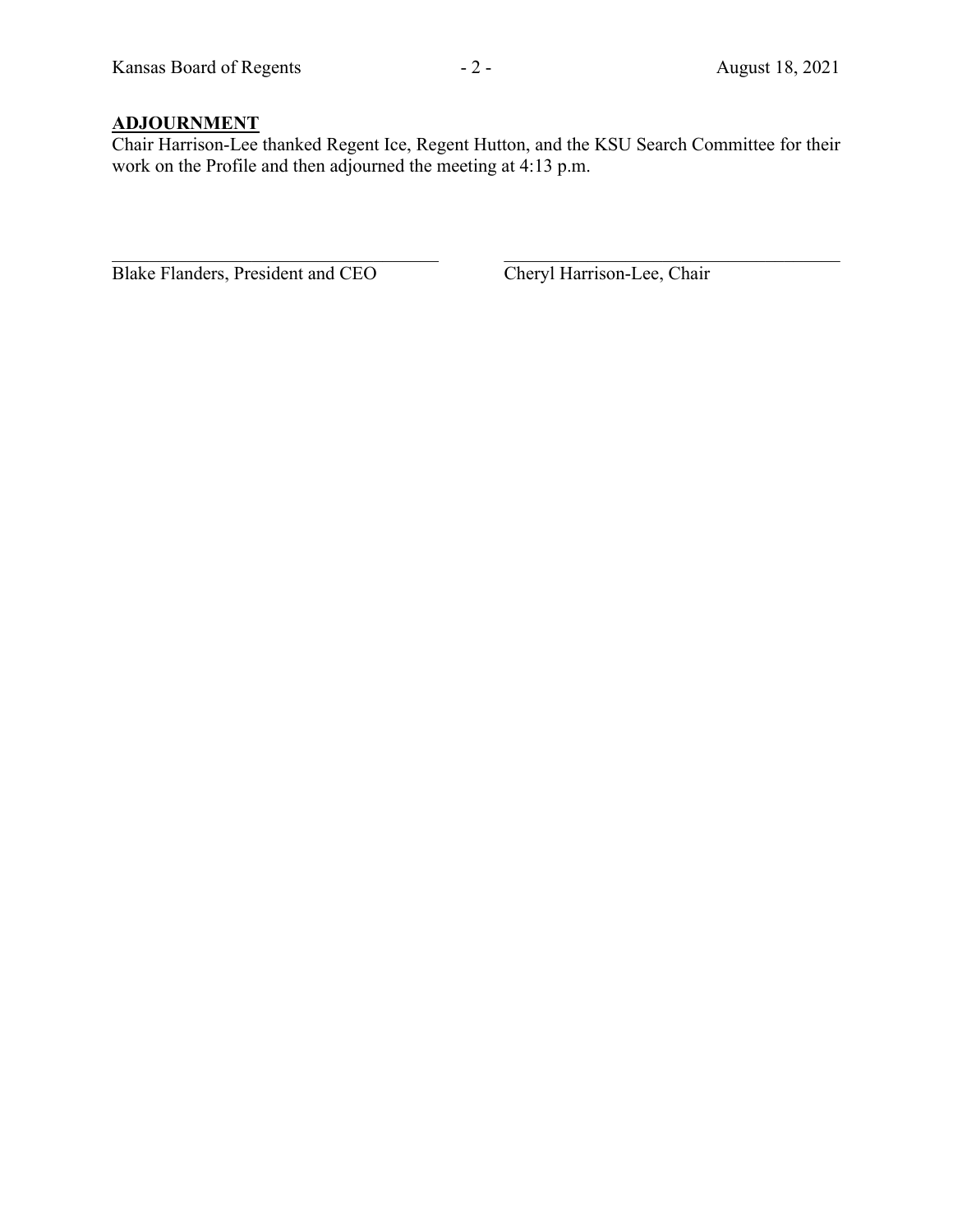**ADJOURNMENT**

Chair Harrison-Lee thanked Regent Ice, Regent Hutton, and the KSU Search Committee for their work on the Profile and then adjourned the meeting at 4:13 p.m.

\_\_\_\_\_\_\_\_\_\_\_\_\_\_\_\_\_\_\_\_\_\_\_\_\_\_\_\_\_\_\_\_\_\_\_\_\_
Blake Flanders, President and CEO

\_\_\_\_\_\_\_\_\_\_\_\_\_\_\_\_\_\_\_\_\_\_\_\_\_\_\_\_\_\_\_\_\_\_\_\_\_
Cheryl Harrison-Lee, Chair